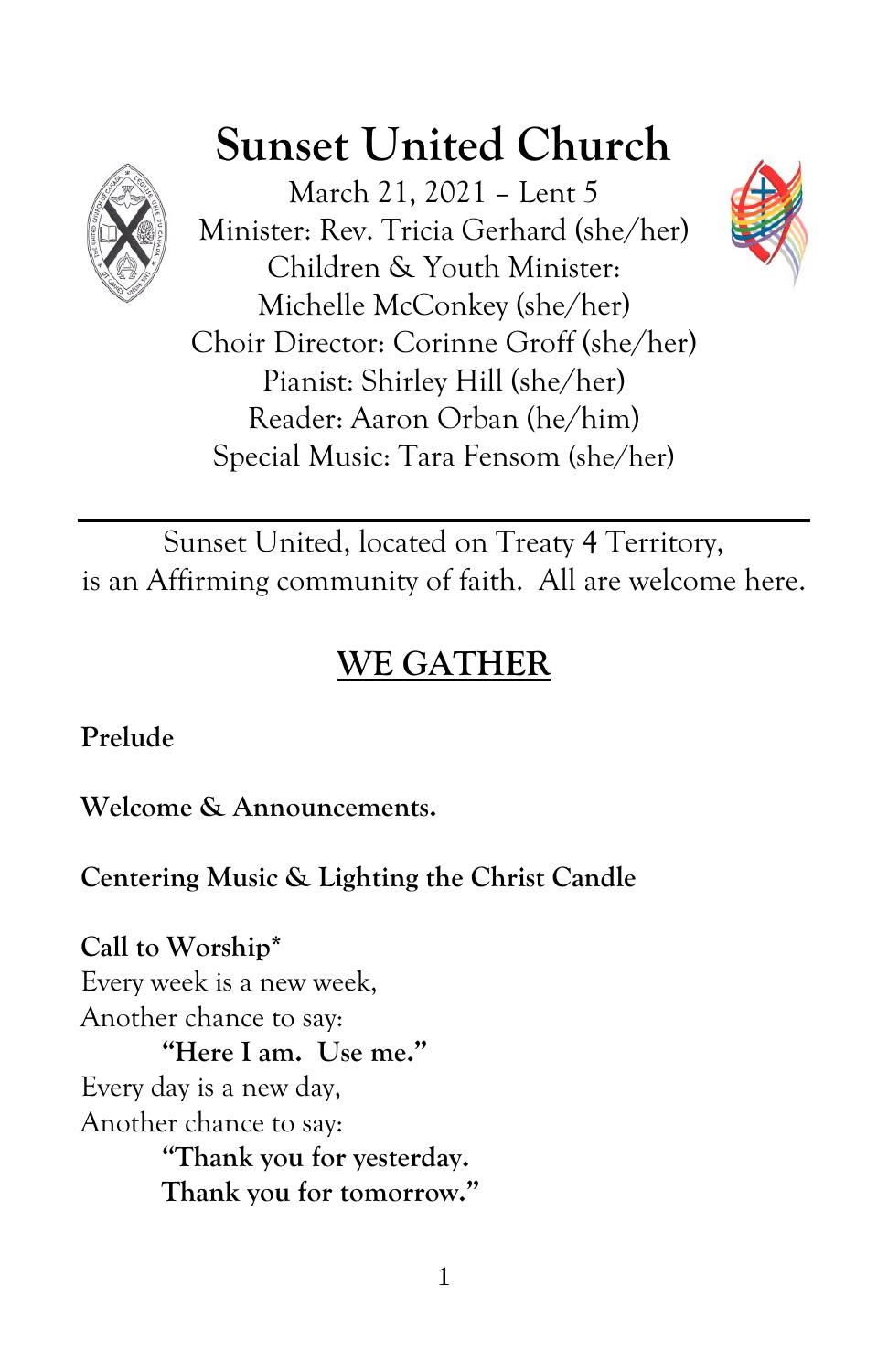# Sunset United Church

March 21, 2021 – Lent 5
Minister: Rev. Tricia Gerhard (she/her)
Children & Youth Minister:
Michelle McConkey (she/her)
Choir Director: Corinne Groff (she/her)
Pianist: Shirley Hill (she/her)
Reader: Aaron Orban (he/him)
Special Music: Tara Fensom (she/her)

---

Sunset United, located on Treaty 4 Territory,
is an Affirming community of faith. All are welcome here.

## WE GATHER

**Prelude**

**Welcome & Announcements.**

**Centering Music & Lighting the Christ Candle**

**Call to Worship***
Every week is a new week,
Another chance to say:
**"Here I am. Use me."**
Every day is a new day,
Another chance to say:
**"Thank you for yesterday.**
**Thank you for tomorrow."**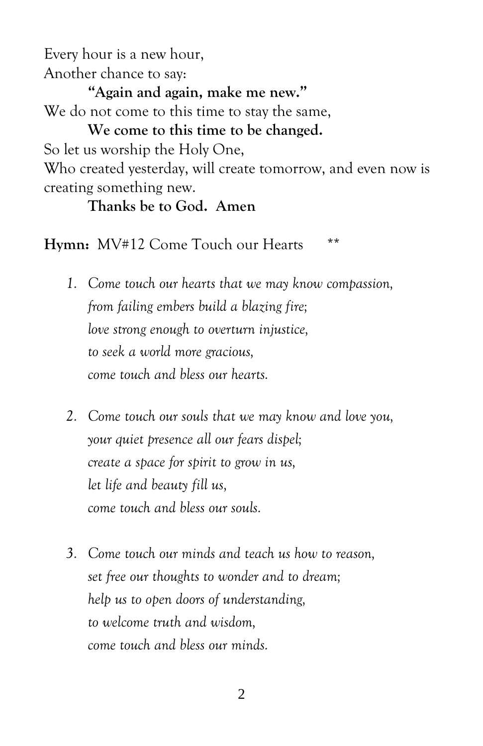Every hour is a new hour,
Another chance to say:

**"Again and again, make me new."**

We do not come to this time to stay the same,

**We come to this time to be changed.**

So let us worship the Holy One,
Who created yesterday, will create tomorrow, and even now is creating something new.

**Thanks be to God. Amen**

**Hymn:** MV#12 Come Touch our Hearts **

1. *Come touch our hearts that we may know compassion,*
   *from failing embers build a blazing fire;*
   *love strong enough to overturn injustice,*
   *to seek a world more gracious,*
   *come touch and bless our hearts.*

2. *Come touch our souls that we may know and love you,*
   *your quiet presence all our fears dispel;*
   *create a space for spirit to grow in us,*
   *let life and beauty fill us,*
   *come touch and bless our souls.*

3. *Come touch our minds and teach us how to reason,*
   *set free our thoughts to wonder and to dream;*
   *help us to open doors of understanding,*
   *to welcome truth and wisdom,*
   *come touch and bless our minds.*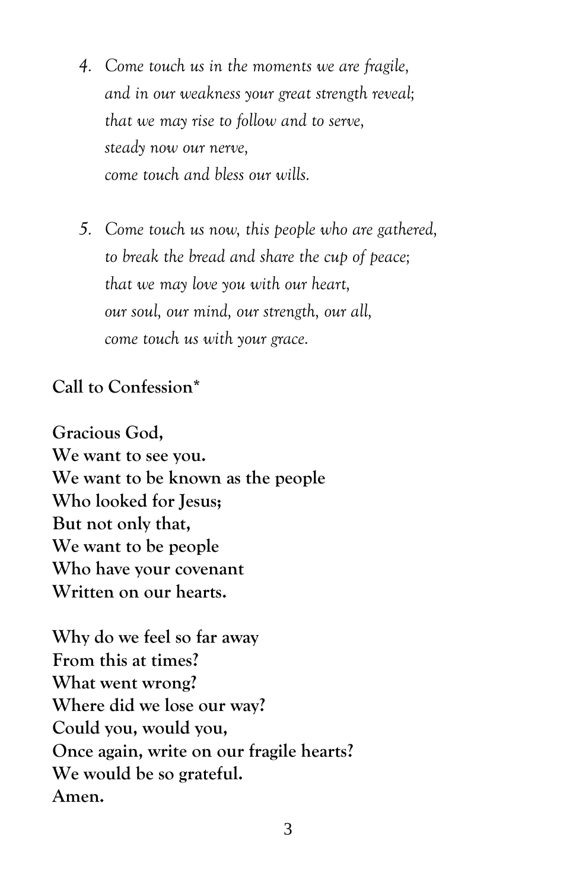4. *Come touch us in the moments we are fragile,*
   *and in our weakness your great strength reveal;*
   *that we may rise to follow and to serve,*
   *steady now our nerve,*
   *come touch and bless our wills.*

5. *Come touch us now, this people who are gathered,*
   *to break the bread and share the cup of peace;*
   *that we may love you with our heart,*
   *our soul, our mind, our strength, our all,*
   *come touch us with your grace.*

**Call to Confession***

**Gracious God,**
**We want to see you.**
**We want to be known as the people**
**Who looked for Jesus;**
**But not only that,**
**We want to be people**
**Who have your covenant**
**Written on our hearts.**

**Why do we feel so far away**
**From this at times?**
**What went wrong?**
**Where did we lose our way?**
**Could you, would you,**
**Once again, write on our fragile hearts?**
**We would be so grateful.**
**Amen.**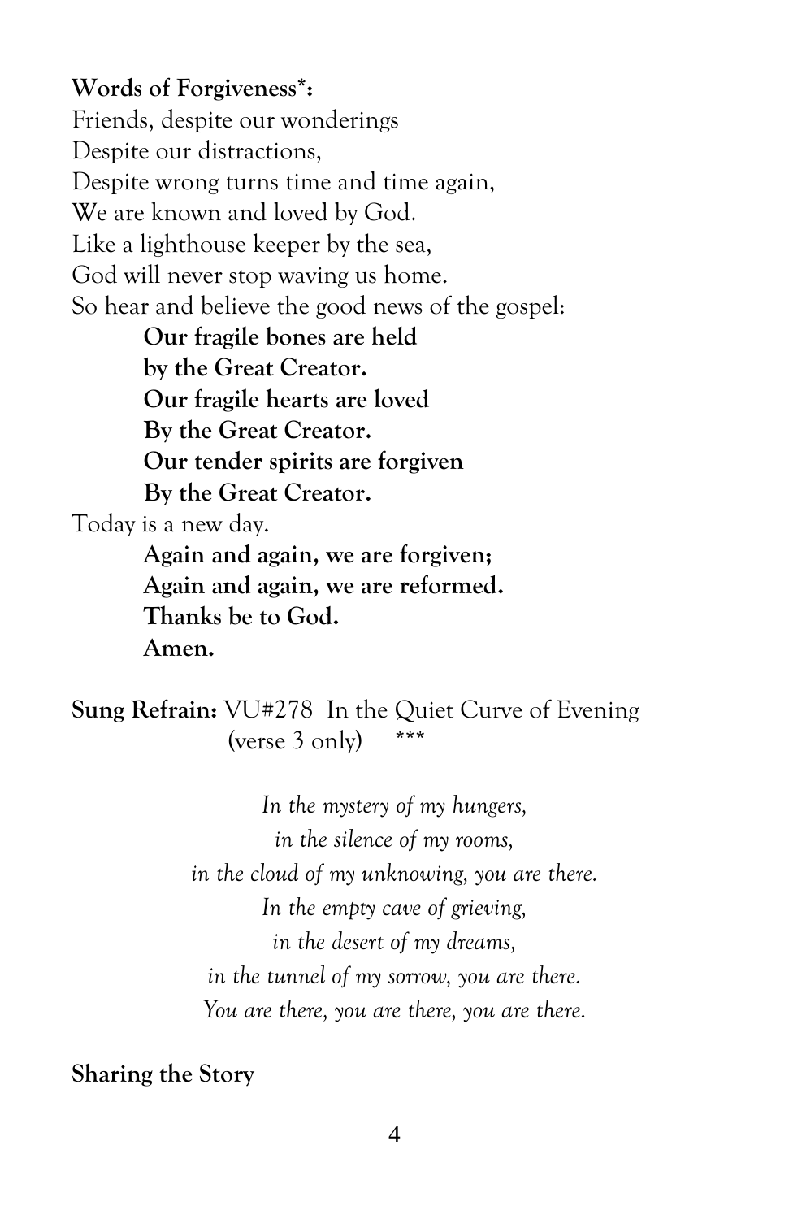**Words of Forgiveness*:**
Friends, despite our wonderings
Despite our distractions,
Despite wrong turns time and time again,
We are known and loved by God.
Like a lighthouse keeper by the sea,
God will never stop waving us home.
So hear and believe the good news of the gospel:

> **Our fragile bones are held**
> **by the Great Creator.**
> **Our fragile hearts are loved**
> **By the Great Creator.**
> **Our tender spirits are forgiven**
> **By the Great Creator.**

Today is a new day.

> **Again and again, we are forgiven;**
> **Again and again, we are reformed.**
> **Thanks be to God.**
> **Amen.**

**Sung Refrain:** VU#278 In the Quiet Curve of Evening (verse 3 only) ***

*In the mystery of my hungers,*
*in the silence of my rooms,*
*in the cloud of my unknowing, you are there.*
*In the empty cave of grieving,*
*in the desert of my dreams,*
*in the tunnel of my sorrow, you are there.*
*You are there, you are there, you are there.*

**Sharing the Story**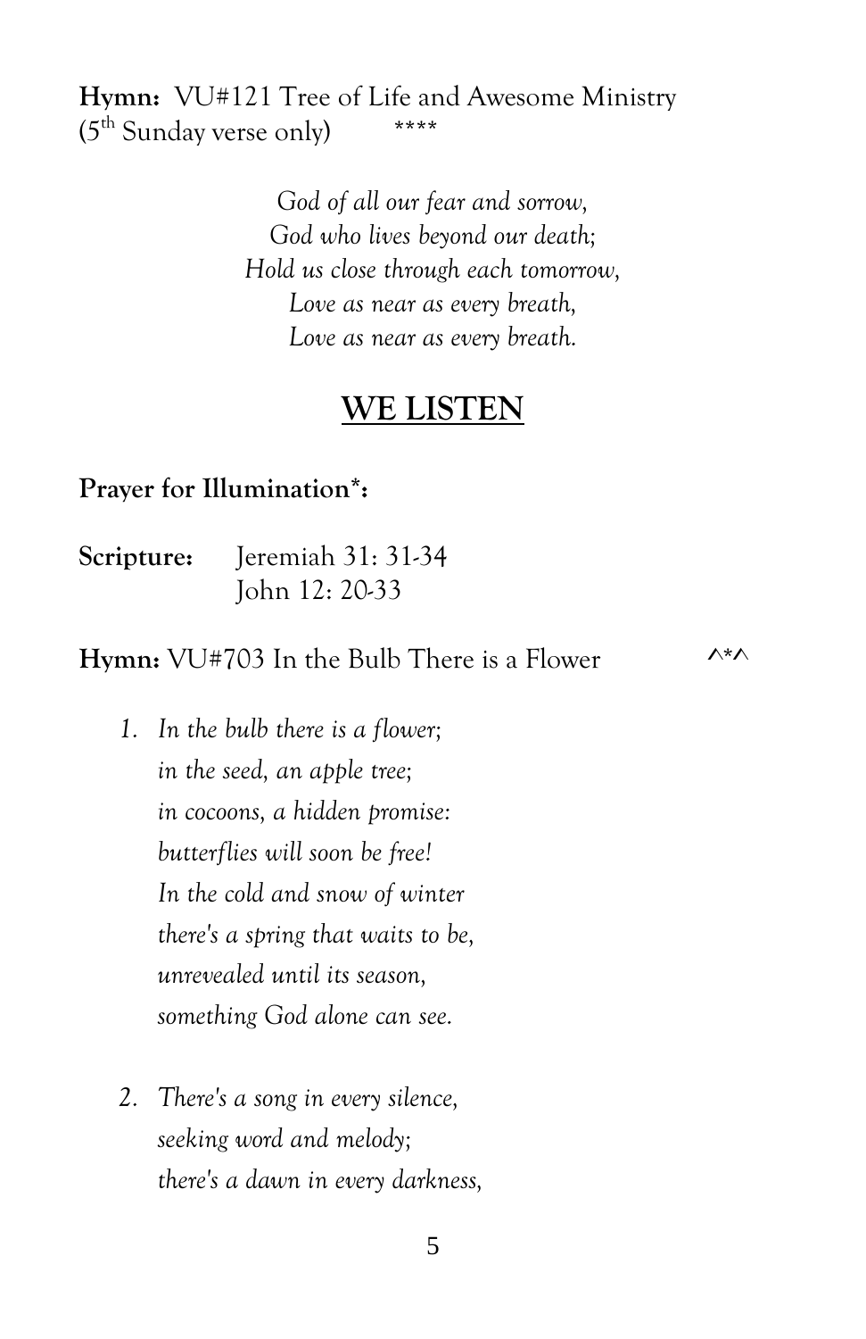**Hymn:** VU#121 Tree of Life and Awesome Ministry
(5th Sunday verse only) ****

*God of all our fear and sorrow,*
*God who lives beyond our death;*
*Hold us close through each tomorrow,*
*Love as near as every breath,*
*Love as near as every breath.*

## WE LISTEN

**Prayer for Illumination*:**

**Scripture:** Jeremiah 31: 31-34
John 12: 20-33

**Hymn:** VU#703 In the Bulb There is a Flower ^*^

1. *In the bulb there is a flower;*
   *in the seed, an apple tree;*
   *in cocoons, a hidden promise:*
   *butterflies will soon be free!*
   *In the cold and snow of winter*
   *there's a spring that waits to be,*
   *unrevealed until its season,*
   *something God alone can see.*

2. *There's a song in every silence,*
   *seeking word and melody;*
   *there's a dawn in every darkness,*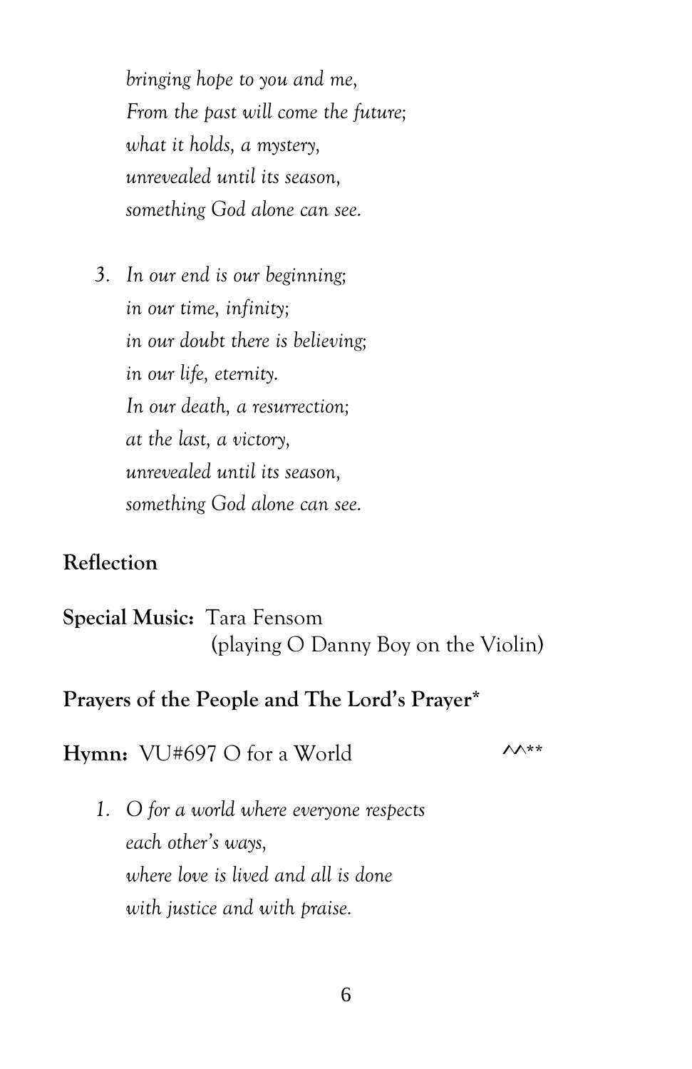*bringing hope to you and me,*
*From the past will come the future;*
*what it holds, a mystery,*
*unrevealed until its season,*
*something God alone can see.*

3. *In our end is our beginning;*
*in our time, infinity;*
*in our doubt there is believing;*
*in our life, eternity.*
*In our death, a resurrection;*
*at the last, a victory,*
*unrevealed until its season,*
*something God alone can see.*

**Reflection**

**Special Music:** Tara Fensom
(playing O Danny Boy on the Violin)

**Prayers of the People and The Lord's Prayer***

**Hymn:** VU#697 O for a World ^^**

1. *O for a world where everyone respects*
*each other's ways,*
*where love is lived and all is done*
*with justice and with praise.*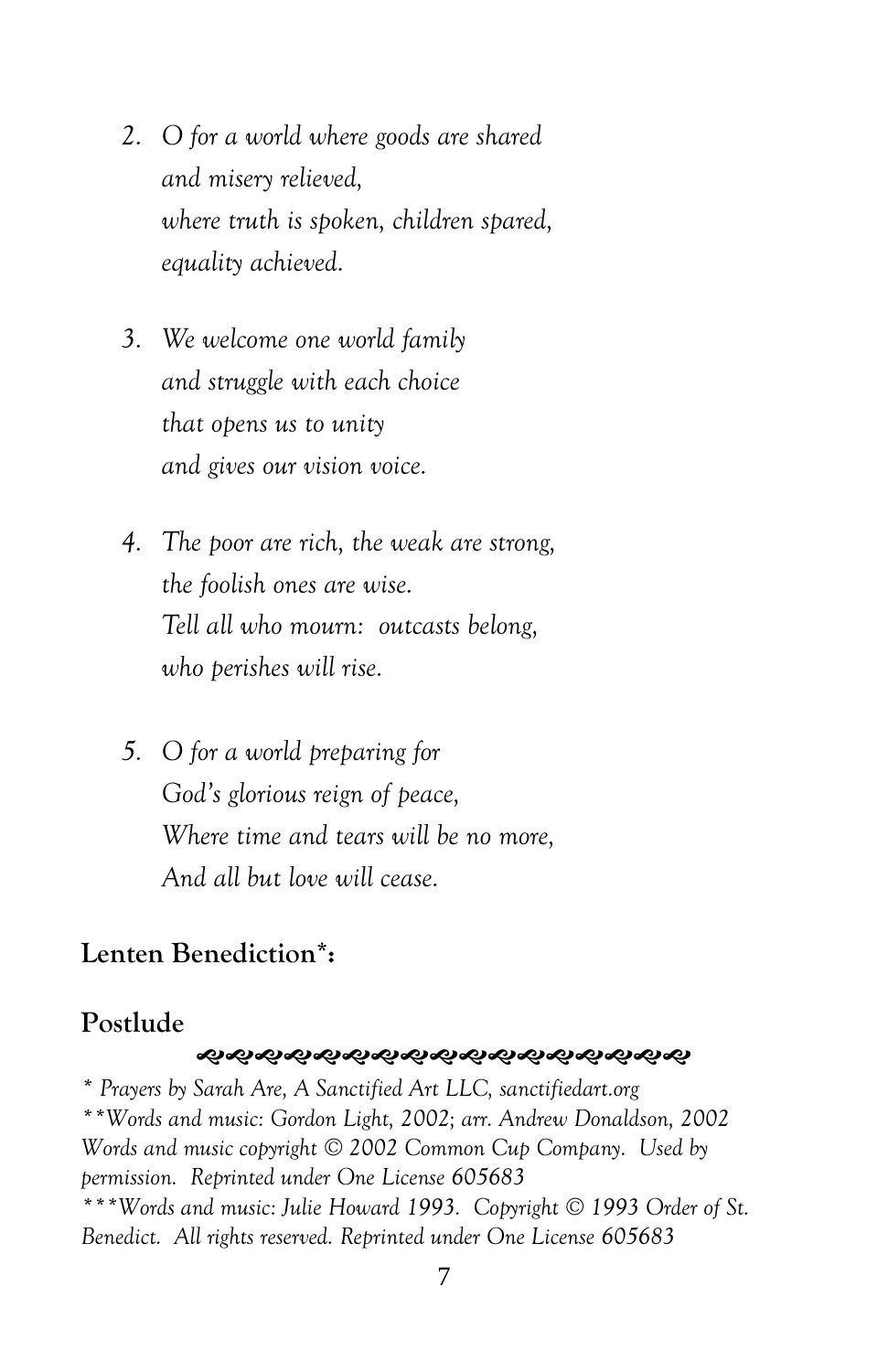2. *O for a world where goods are shared*
   *and misery relieved,*
   *where truth is spoken, children spared,*
   *equality achieved.*

3. *We welcome one world family*
   *and struggle with each choice*
   *that opens us to unity*
   *and gives our vision voice.*

4. *The poor are rich, the weak are strong,*
   *the foolish ones are wise.*
   *Tell all who mourn: outcasts belong,*
   *who perishes will rise.*

5. *O for a world preparing for*
   *God's glorious reign of peace,*
   *Where time and tears will be no more,*
   *And all but love will cease.*

## Lenten Benediction*:

## Postlude

*\* Prayers by Sarah Are, A Sanctified Art LLC, sanctifiedart.org*
*\*\*Words and music: Gordon Light, 2002; arr. Andrew Donaldson, 2002 Words and music copyright © 2002 Common Cup Company. Used by permission. Reprinted under One License 605683*
*\*\*\*Words and music: Julie Howard 1993. Copyright © 1993 Order of St. Benedict. All rights reserved. Reprinted under One License 605683*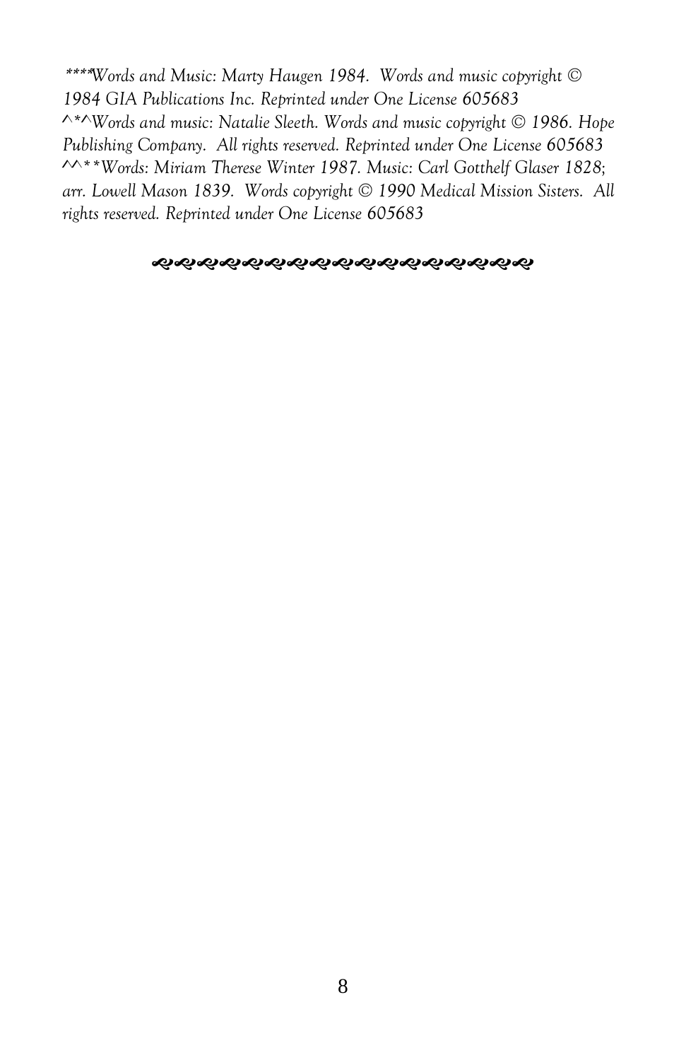*\*\*\*\*Words and Music: Marty Haugen 1984. Words and music copyright © 1984 GIA Publications Inc. Reprinted under One License 605683*

*^\*^Words and music: Natalie Sleeth. Words and music copyright © 1986. Hope Publishing Company. All rights reserved. Reprinted under One License 605683*

*^^\*\*Words: Miriam Therese Winter 1987. Music: Carl Gotthelf Glaser 1828; arr. Lowell Mason 1839. Words copyright © 1990 Medical Mission Sisters. All rights reserved. Reprinted under One License 605683*

ֆֆֆֆֆֆֆֆֆֆֆֆֆֆֆֆֆֆֆֆֆ